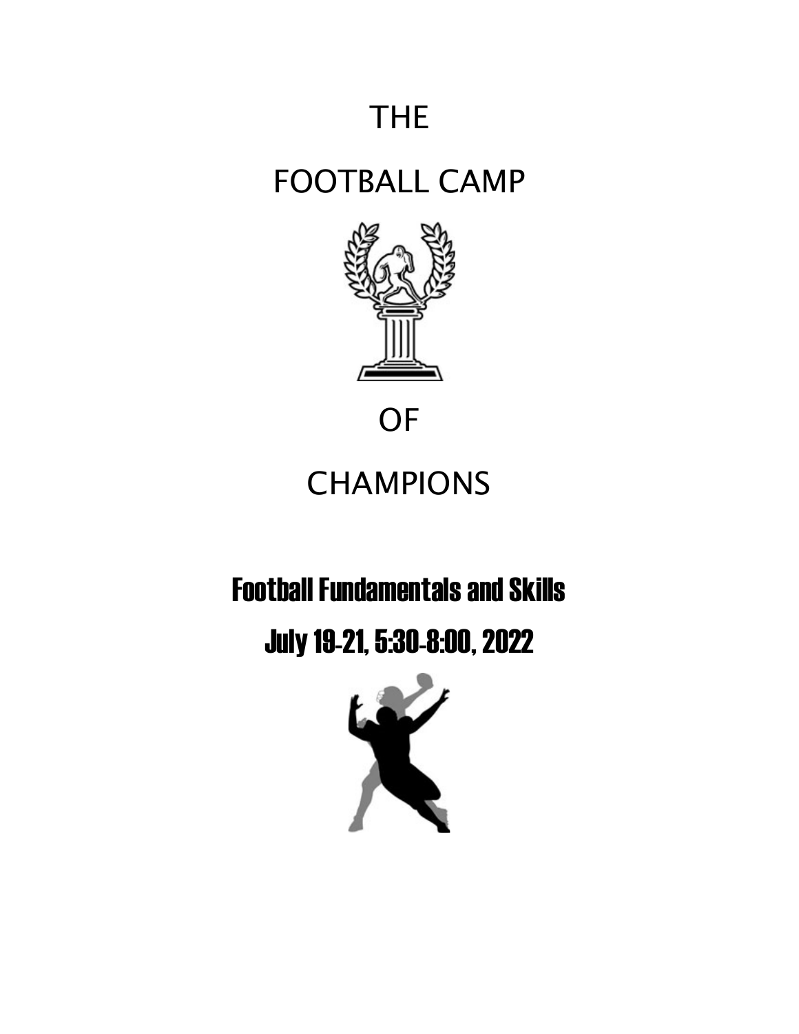# THE

# FOOTBALL CAMP

# OF

# CHAMPIONS

## Football Fundamentals and Skills

## July 19-21, 5:30-8:00, 2022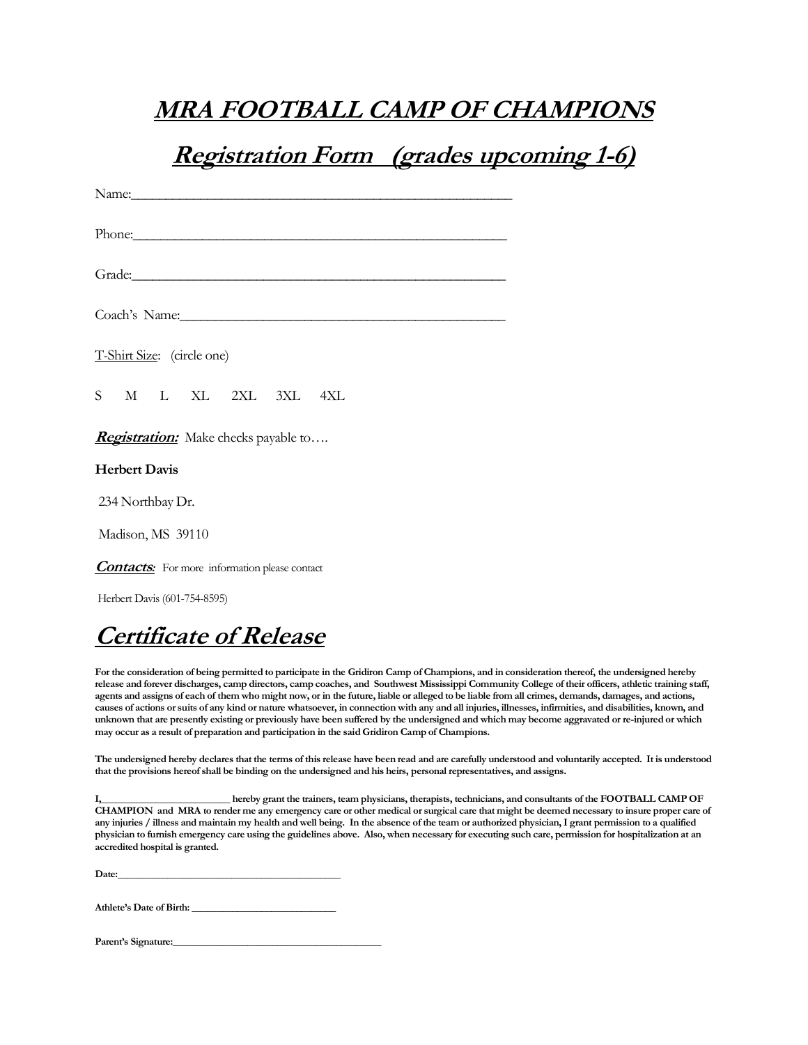# *MRA FOOTBALL CAMP OF CHAMPIONS*

## *Registration Form (grades upcoming 1-6)*

Name:_______________________________________________________

Phone:______________________________________________________

Grade:______________________________________________________

Coach's Name:_______________________________________________

T-Shirt Size: (circle one)

S M L XL 2XL 3XL 4XL

***Registration:*** Make checks payable to….

**Herbert Davis**

234 Northbay Dr.

Madison, MS 39110

***Contacts:*** For more information please contact

Herbert Davis (601-754-8595)

# *Certificate of Release*

**For the consideration of being permitted to participate in the Gridiron Camp of Champions, and in consideration thereof, the undersigned hereby release and forever discharges, camp directors, camp coaches, and Southwest Mississippi Community College of their officers, athletic training staff, agents and assigns of each of them who might now, or in the future, liable or alleged to be liable from all crimes, demands, damages, and actions, causes of actions or suits of any kind or nature whatsoever, in connection with any and all injuries, illnesses, infirmities, and disabilities, known, and unknown that are presently existing or previously have been suffered by the undersigned and which may become aggravated or re-injured or which may occur as a result of preparation and participation in the said Gridiron Camp of Champions.**

**The undersigned hereby declares that the terms of this release have been read and are carefully understood and voluntarily accepted. It is understood that the provisions hereof shall be binding on the undersigned and his heirs, personal representatives, and assigns.**

**I,________________________ hereby grant the trainers, team physicians, therapists, technicians, and consultants of the FOOTBALL CAMP OF CHAMPION and MRA to render me any emergency care or other medical or surgical care that might be deemed necessary to insure proper care of any injuries / illness and maintain my health and well being. In the absence of the team or authorized physician, I grant permission to a qualified physician to furnish emergency care using the guidelines above. Also, when necessary for executing such care, permission for hospitalization at an accredited hospital is granted.**

**Date:**___________________________________________

**Athlete's Date of Birth:** ___________________________

**Parent's Signature:**_________________________________________